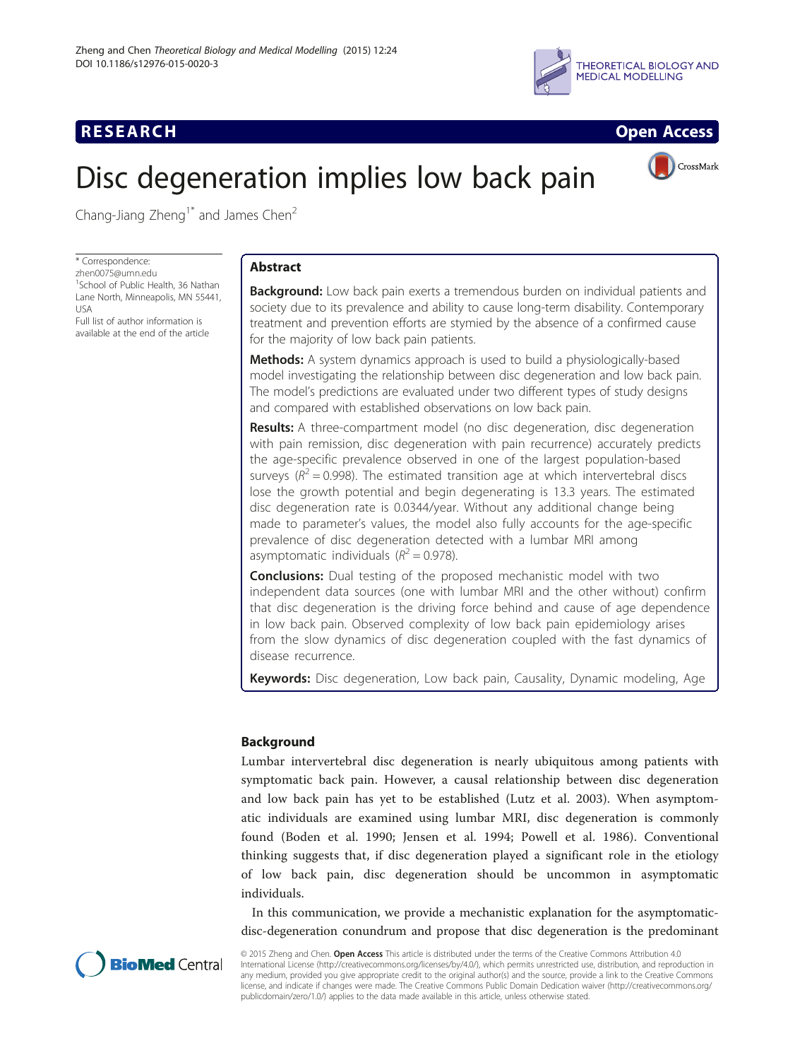# Disc degeneration implies low back pain

Chang-Jiang Zheng[1*] and James Chen[2]

* Correspondence: zhen0075@umn.edu
[1]School of Public Health, 36 Nathan Lane North, Minneapolis, MN 55441, USA
Full list of author information is available at the end of the article

## Abstract

**Background:** Low back pain exerts a tremendous burden on individual patients and society due to its prevalence and ability to cause long-term disability. Contemporary treatment and prevention efforts are stymied by the absence of a confirmed cause for the majority of low back pain patients.

**Methods:** A system dynamics approach is used to build a physiologically-based model investigating the relationship between disc degeneration and low back pain. The model's predictions are evaluated under two different types of study designs and compared with established observations on low back pain.

**Results:** A three-compartment model (no disc degeneration, disc degeneration with pain remission, disc degeneration with pain recurrence) accurately predicts the age-specific prevalence observed in one of the largest population-based surveys ($R^2 = 0.998$). The estimated transition age at which intervertebral discs lose the growth potential and begin degenerating is 13.3 years. The estimated disc degeneration rate is 0.0344/year. Without any additional change being made to parameter's values, the model also fully accounts for the age-specific prevalence of disc degeneration detected with a lumbar MRI among asymptomatic individuals ($R^2 = 0.978$).

**Conclusions:** Dual testing of the proposed mechanistic model with two independent data sources (one with lumbar MRI and the other without) confirm that disc degeneration is the driving force behind and cause of age dependence in low back pain. Observed complexity of low back pain epidemiology arises from the slow dynamics of disc degeneration coupled with the fast dynamics of disease recurrence.

**Keywords:** Disc degeneration, Low back pain, Causality, Dynamic modeling, Age

## Background

Lumbar intervertebral disc degeneration is nearly ubiquitous among patients with symptomatic back pain. However, a causal relationship between disc degeneration and low back pain has yet to be established (Lutz et al. 2003). When asymptomatic individuals are examined using lumbar MRI, disc degeneration is commonly found (Boden et al. 1990; Jensen et al. 1994; Powell et al. 1986). Conventional thinking suggests that, if disc degeneration played a significant role in the etiology of low back pain, disc degeneration should be uncommon in asymptomatic individuals.

In this communication, we provide a mechanistic explanation for the asymptomatic-disc-degeneration conundrum and propose that disc degeneration is the predominant

© 2015 Zheng and Chen. **Open Access** This article is distributed under the terms of the Creative Commons Attribution 4.0 International License (http://creativecommons.org/licenses/by/4.0/), which permits unrestricted use, distribution, and reproduction in any medium, provided you give appropriate credit to the original author(s) and the source, provide a link to the Creative Commons license, and indicate if changes were made. The Creative Commons Public Domain Dedication waiver (http://creativecommons.org/publicdomain/zero/1.0/) applies to the data made available in this article, unless otherwise stated.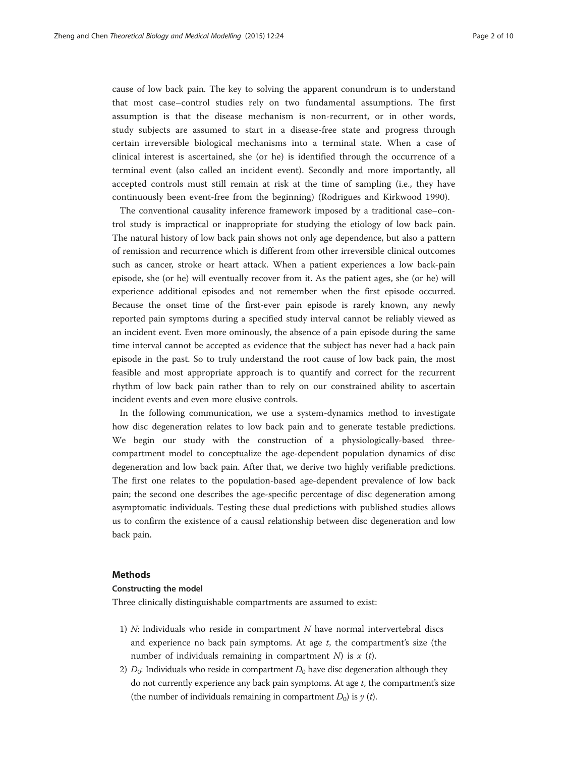cause of low back pain. The key to solving the apparent conundrum is to understand that most case–control studies rely on two fundamental assumptions. The first assumption is that the disease mechanism is non-recurrent, or in other words, study subjects are assumed to start in a disease-free state and progress through certain irreversible biological mechanisms into a terminal state. When a case of clinical interest is ascertained, she (or he) is identified through the occurrence of a terminal event (also called an incident event). Secondly and more importantly, all accepted controls must still remain at risk at the time of sampling (i.e., they have continuously been event-free from the beginning) (Rodrigues and Kirkwood 1990).

The conventional causality inference framework imposed by a traditional case–control study is impractical or inappropriate for studying the etiology of low back pain. The natural history of low back pain shows not only age dependence, but also a pattern of remission and recurrence which is different from other irreversible clinical outcomes such as cancer, stroke or heart attack. When a patient experiences a low back-pain episode, she (or he) will eventually recover from it. As the patient ages, she (or he) will experience additional episodes and not remember when the first episode occurred. Because the onset time of the first-ever pain episode is rarely known, any newly reported pain symptoms during a specified study interval cannot be reliably viewed as an incident event. Even more ominously, the absence of a pain episode during the same time interval cannot be accepted as evidence that the subject has never had a back pain episode in the past. So to truly understand the root cause of low back pain, the most feasible and most appropriate approach is to quantify and correct for the recurrent rhythm of low back pain rather than to rely on our constrained ability to ascertain incident events and even more elusive controls.

In the following communication, we use a system-dynamics method to investigate how disc degeneration relates to low back pain and to generate testable predictions. We begin our study with the construction of a physiologically-based three-compartment model to conceptualize the age-dependent population dynamics of disc degeneration and low back pain. After that, we derive two highly verifiable predictions. The first one relates to the population-based age-dependent prevalence of low back pain; the second one describes the age-specific percentage of disc degeneration among asymptomatic individuals. Testing these dual predictions with published studies allows us to confirm the existence of a causal relationship between disc degeneration and low back pain.

## Methods

### Constructing the model

Three clinically distinguishable compartments are assumed to exist:

1) $N$: Individuals who reside in compartment $N$ have normal intervertebral discs and experience no back pain symptoms. At age $t$, the compartment's size (the number of individuals remaining in compartment $N$) is $x$ ($t$).
2) $D_0$: Individuals who reside in compartment $D_0$ have disc degeneration although they do not currently experience any back pain symptoms. At age $t$, the compartment's size (the number of individuals remaining in compartment $D_0$) is $y$ ($t$).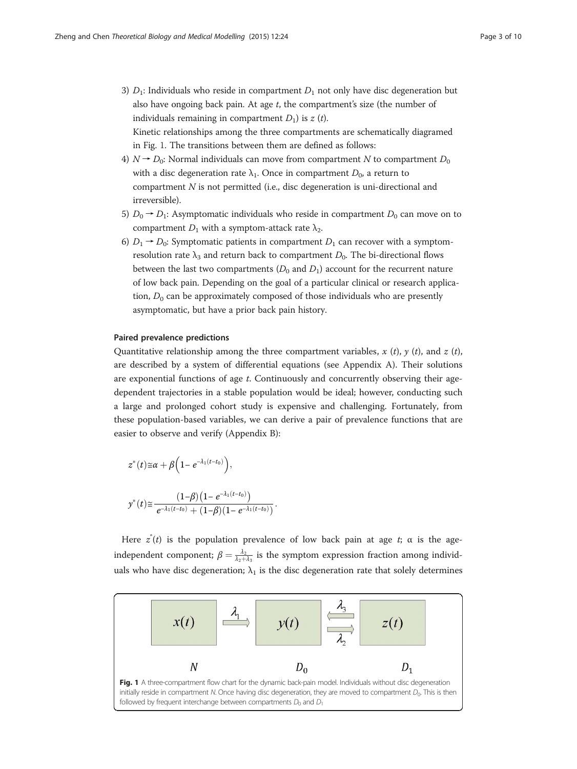3) $D_1$: Individuals who reside in compartment $D_1$ not only have disc degeneration but also have ongoing back pain. At age $t$, the compartment's size (the number of individuals remaining in compartment $D_1$) is $z$ ($t$).
   Kinetic relationships among the three compartments are schematically diagramed in Fig. 1. The transitions between them are defined as follows:
4) $N \rightarrow D_0$: Normal individuals can move from compartment $N$ to compartment $D_0$ with a disc degeneration rate $\lambda_1$. Once in compartment $D_0$, a return to compartment $N$ is not permitted (i.e., disc degeneration is uni-directional and irreversible).
5) $D_0 \rightarrow D_1$: Asymptomatic individuals who reside in compartment $D_0$ can move on to compartment $D_1$ with a symptom-attack rate $\lambda_2$.
6) $D_1 \rightarrow D_0$: Symptomatic patients in compartment $D_1$ can recover with a symptom-resolution rate $\lambda_3$ and return back to compartment $D_0$. The bi-directional flows between the last two compartments ($D_0$ and $D_1$) account for the recurrent nature of low back pain. Depending on the goal of a particular clinical or research application, $D_0$ can be approximately composed of those individuals who are presently asymptomatic, but have a prior back pain history.

#### Paired prevalence predictions

Quantitative relationship among the three compartment variables, $x$ ($t$), $y$ ($t$), and $z$ ($t$), are described by a system of differential equations (see Appendix A). Their solutions are exponential functions of age $t$. Continuously and concurrently observing their age-dependent trajectories in a stable population would be ideal; however, conducting such a large and prolonged cohort study is expensive and challenging. Fortunately, from these population-based variables, we can derive a pair of prevalence functions that are easier to observe and verify (Appendix B):

$$z^*(t) \cong \alpha + \beta\left(1 - e^{-\lambda_1(t-t_0)}\right),$$

$$y^*(t) \cong \frac{(1-\beta)\left(1 - e^{-\lambda_1(t-t_0)}\right)}{e^{-\lambda_1(t-t_0)} + (1-\beta)\left(1 - e^{-\lambda_1(t-t_0)}\right)}.$$

Here $z^*(t)$ is the population prevalence of low back pain at age $t$; $\alpha$ is the age-independent component; $\beta = \frac{\lambda_2}{\lambda_2+\lambda_3}$ is the symptom expression fraction among individuals who have disc degeneration; $\lambda_1$ is the disc degeneration rate that solely determines

**Fig. 1** A three-compartment flow chart for the dynamic back-pain model. Individuals without disc degeneration initially reside in compartment $N$. Once having disc degeneration, they are moved to compartment $D_0$. This is then followed by frequent interchange between compartments $D_0$ and $D_1$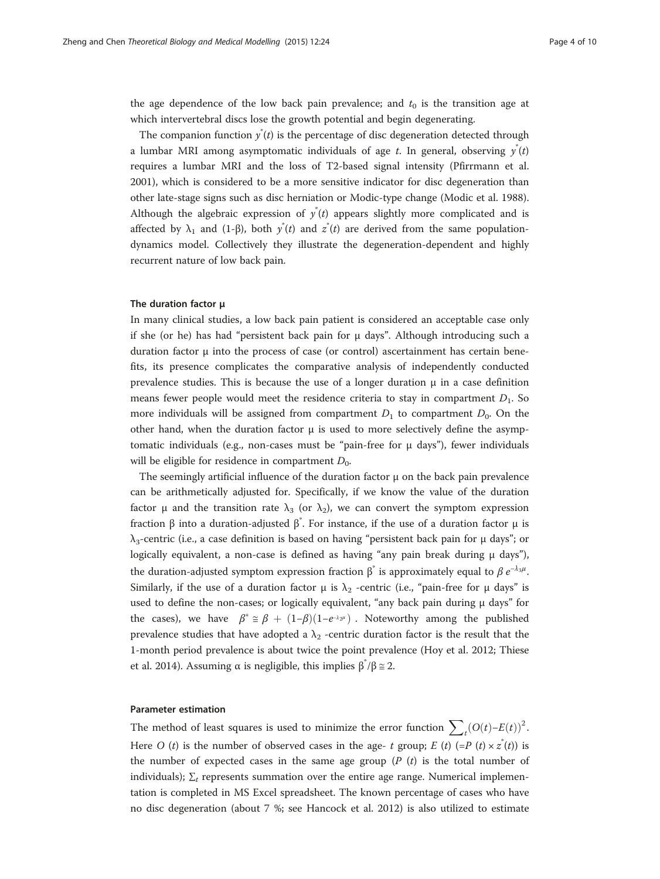the age dependence of the low back pain prevalence; and $t_0$ is the transition age at which intervertebral discs lose the growth potential and begin degenerating.

The companion function $y^*(t)$ is the percentage of disc degeneration detected through a lumbar MRI among asymptomatic individuals of age $t$. In general, observing $y^*(t)$ requires a lumbar MRI and the loss of T2-based signal intensity (Pfirrmann et al. 2001), which is considered to be a more sensitive indicator for disc degeneration than other late-stage signs such as disc herniation or Modic-type change (Modic et al. 1988). Although the algebraic expression of $y^*(t)$ appears slightly more complicated and is affected by $\lambda_1$ and $(1\text{-}\beta)$, both $y^*(t)$ and $z^*(t)$ are derived from the same population-dynamics model. Collectively they illustrate the degeneration-dependent and highly recurrent nature of low back pain.

#### The duration factor μ

In many clinical studies, a low back pain patient is considered an acceptable case only if she (or he) has had "persistent back pain for μ days". Although introducing such a duration factor μ into the process of case (or control) ascertainment has certain benefits, its presence complicates the comparative analysis of independently conducted prevalence studies. This is because the use of a longer duration μ in a case definition means fewer people would meet the residence criteria to stay in compartment $D_1$. So more individuals will be assigned from compartment $D_1$ to compartment $D_0$. On the other hand, when the duration factor μ is used to more selectively define the asymptomatic individuals (e.g., non-cases must be "pain-free for μ days"), fewer individuals will be eligible for residence in compartment $D_0$.

The seemingly artificial influence of the duration factor μ on the back pain prevalence can be arithmetically adjusted for. Specifically, if we know the value of the duration factor μ and the transition rate $\lambda_3$ (or $\lambda_2$), we can convert the symptom expression fraction β into a duration-adjusted $\beta^*$. For instance, if the use of a duration factor μ is $\lambda_3$-centric (i.e., a case definition is based on having "persistent back pain for μ days"; or logically equivalent, a non-case is defined as having "any pain break during μ days"), the duration-adjusted symptom expression fraction $\beta^*$ is approximately equal to $\beta\, e^{-\lambda_3 \mu}$. Similarly, if the use of a duration factor μ is $\lambda_2$ -centric (i.e., "pain-free for μ days" is used to define the non-cases; or logically equivalent, "any back pain during μ days" for the cases), we have $\beta^* \cong \beta + (1-\beta)(1-e^{-\lambda_2 \mu})$. Noteworthy among the published prevalence studies that have adopted a $\lambda_2$ -centric duration factor is the result that the 1-month period prevalence is about twice the point prevalence (Hoy et al. 2012; Thiese et al. 2014). Assuming α is negligible, this implies $\beta^*/\beta \cong 2$.

#### Parameter estimation

The method of least squares is used to minimize the error function $\sum_t (O(t)-E(t))^2$. Here $O(t)$ is the number of observed cases in the age- $t$ group; $E(t)$ ($=P(t) \times z^*(t)$) is the number of expected cases in the same age group ($P(t)$ is the total number of individuals); $\sum_t$ represents summation over the entire age range. Numerical implementation is completed in MS Excel spreadsheet. The known percentage of cases who have no disc degeneration (about 7 %; see Hancock et al. 2012) is also utilized to estimate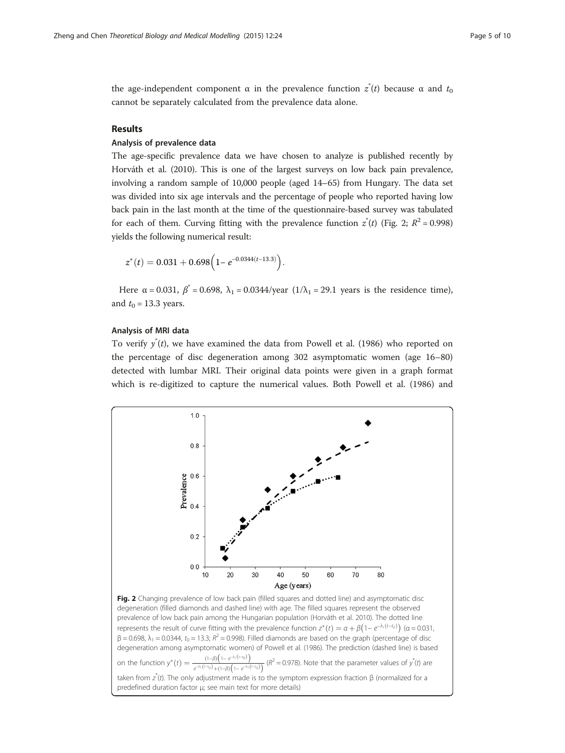the age-independent component α in the prevalence function $z^*(t)$ because α and $t_0$ cannot be separately calculated from the prevalence data alone.

## Results

### Analysis of prevalence data

The age-specific prevalence data we have chosen to analyze is published recently by Horváth et al. (2010). This is one of the largest surveys on low back pain prevalence, involving a random sample of 10,000 people (aged 14–65) from Hungary. The data set was divided into six age intervals and the percentage of people who reported having low back pain in the last month at the time of the questionnaire-based survey was tabulated for each of them. Curving fitting with the prevalence function $z^*(t)$ (Fig. 2; $R^2 = 0.998$) yields the following numerical result:

$$z^*(t) = 0.031 + 0.698\left(1 - e^{-0.0344(t-13.3)}\right).$$

Here $\alpha = 0.031$, $\beta^* = 0.698$, $\lambda_1 = 0.0344$/year ($1/\lambda_1 = 29.1$ years is the residence time), and $t_0 = 13.3$ years.

### Analysis of MRI data

To verify $y^*(t)$, we have examined the data from Powell et al. (1986) who reported on the percentage of disc degeneration among 302 asymptomatic women (age 16–80) detected with lumbar MRI. Their original data points were given in a graph format which is re-digitized to capture the numerical values. Both Powell et al. (1986) and

**Fig. 2** Changing prevalence of low back pain (filled squares and dotted line) and asymptomatic disc degeneration (filled diamonds and dashed line) with age. The filled squares represent the observed prevalence of low back pain among the Hungarian population (Horváth et al. 2010). The dotted line represents the result of curve fitting with the prevalence function $z^*(t) = \alpha + \beta\left(1 - e^{-\lambda_1(t-t_0)}\right)$ ($\alpha = 0.031$, $\beta = 0.698$, $\lambda_1 = 0.0344$, $t_0 = 13.3$; $R^2 = 0.998$). Filled diamonds are based on the graph (percentage of disc degeneration among asymptomatic women) of Powell et al. (1986). The prediction (dashed line) is based on the function $y^*(t) = \frac{(1-\beta)\left(1 - e^{-\lambda_1(t-t_0)}\right)}{e^{-\lambda_1(t-t_0)} + (1-\beta)\left(1 - e^{-\lambda_1(t-t_0)}\right)}$ ($R^2 = 0.978$). Note that the parameter values of $y^*(t)$ are taken from $z^*(t)$. The only adjustment made is to the symptom expression fraction β (normalized for a predefined duration factor μ; see main text for more details)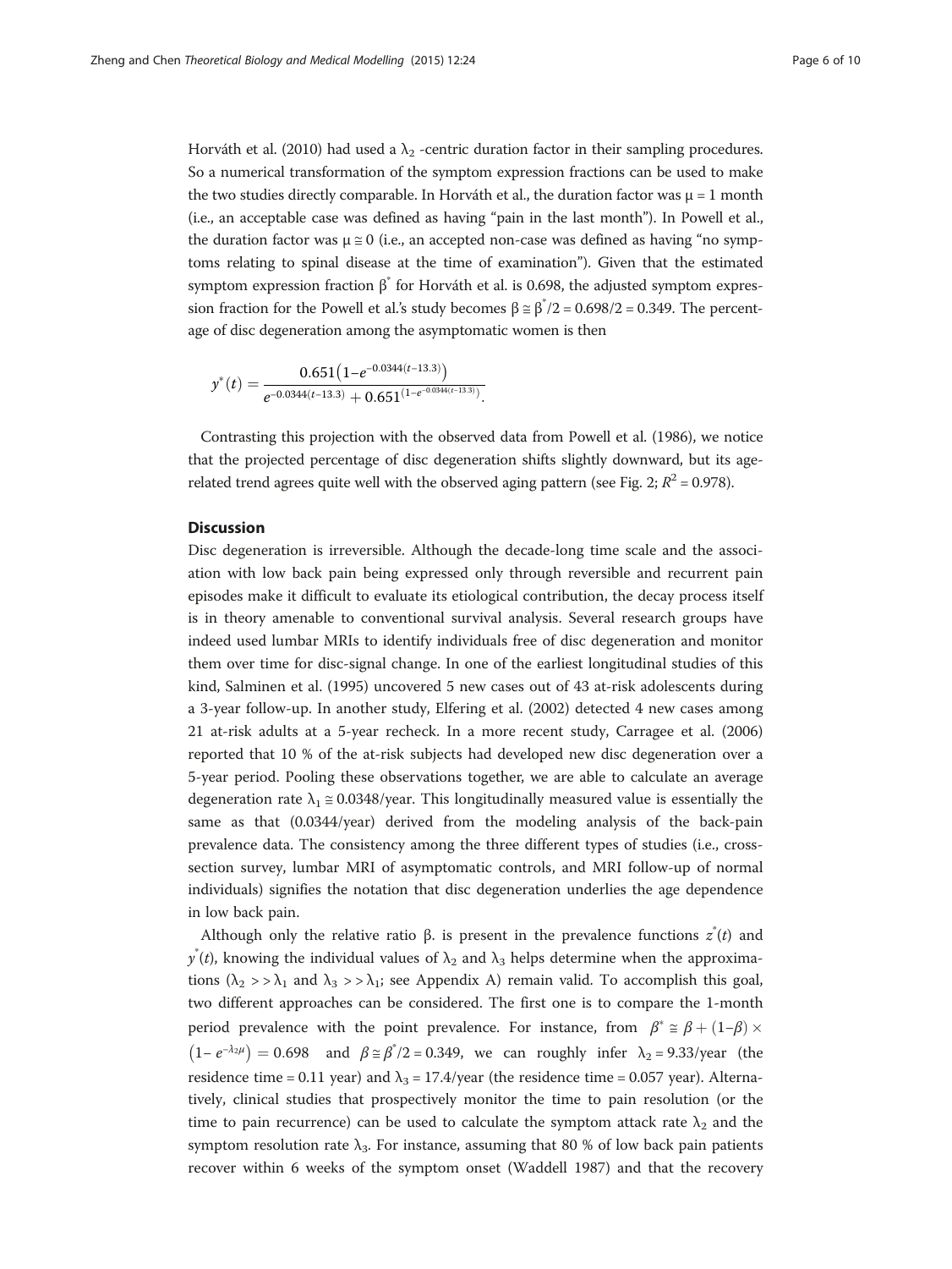Horváth et al. (2010) had used a $\lambda_2$ -centric duration factor in their sampling procedures. So a numerical transformation of the symptom expression fractions can be used to make the two studies directly comparable. In Horváth et al., the duration factor was $\mu = 1$ month (i.e., an acceptable case was defined as having "pain in the last month"). In Powell et al., the duration factor was $\mu \cong 0$ (i.e., an accepted non-case was defined as having "no symptoms relating to spinal disease at the time of examination"). Given that the estimated symptom expression fraction $\beta^*$ for Horváth et al. is 0.698, the adjusted symptom expression fraction for the Powell et al.'s study becomes $\beta \cong \beta^*/2 = 0.698/2 = 0.349$. The percentage of disc degeneration among the asymptomatic women is then

$$y^*(t) = \frac{0.651\left(1 - e^{-0.0344(t-13.3)}\right)}{e^{-0.0344(t-13.3)} + 0.651^{\left(1 - e^{-0.0344(t-13.3)}\right)}}.$$

Contrasting this projection with the observed data from Powell et al. (1986), we notice that the projected percentage of disc degeneration shifts slightly downward, but its age-related trend agrees quite well with the observed aging pattern (see Fig. 2; $R^2 = 0.978$).

## Discussion

Disc degeneration is irreversible. Although the decade-long time scale and the association with low back pain being expressed only through reversible and recurrent pain episodes make it difficult to evaluate its etiological contribution, the decay process itself is in theory amenable to conventional survival analysis. Several research groups have indeed used lumbar MRIs to identify individuals free of disc degeneration and monitor them over time for disc-signal change. In one of the earliest longitudinal studies of this kind, Salminen et al. (1995) uncovered 5 new cases out of 43 at-risk adolescents during a 3-year follow-up. In another study, Elfering et al. (2002) detected 4 new cases among 21 at-risk adults at a 5-year recheck. In a more recent study, Carragee et al. (2006) reported that 10 % of the at-risk subjects had developed new disc degeneration over a 5-year period. Pooling these observations together, we are able to calculate an average degeneration rate $\lambda_1 \cong 0.0348$/year. This longitudinally measured value is essentially the same as that (0.0344/year) derived from the modeling analysis of the back-pain prevalence data. The consistency among the three different types of studies (i.e., cross-section survey, lumbar MRI of asymptomatic controls, and MRI follow-up of normal individuals) signifies the notation that disc degeneration underlies the age dependence in low back pain.

Although only the relative ratio β. is present in the prevalence functions $z^*(t)$ and $y^*(t)$, knowing the individual values of $\lambda_2$ and $\lambda_3$ helps determine when the approximations ($\lambda_2 >> \lambda_1$ and $\lambda_3 >> \lambda_1$; see Appendix A) remain valid. To accomplish this goal, two different approaches can be considered. The first one is to compare the 1-month period prevalence with the point prevalence. For instance, from $\beta^* \cong \beta + (1-\beta) \times \left(1 - e^{-\lambda_2 \mu}\right) = 0.698$ and $\beta \cong \beta^*/2 = 0.349$, we can roughly infer $\lambda_2 = 9.33$/year (the residence time = 0.11 year) and $\lambda_3 = 17.4$/year (the residence time = 0.057 year). Alternatively, clinical studies that prospectively monitor the time to pain resolution (or the time to pain recurrence) can be used to calculate the symptom attack rate $\lambda_2$ and the symptom resolution rate $\lambda_3$. For instance, assuming that 80 % of low back pain patients recover within 6 weeks of the symptom onset (Waddell 1987) and that the recovery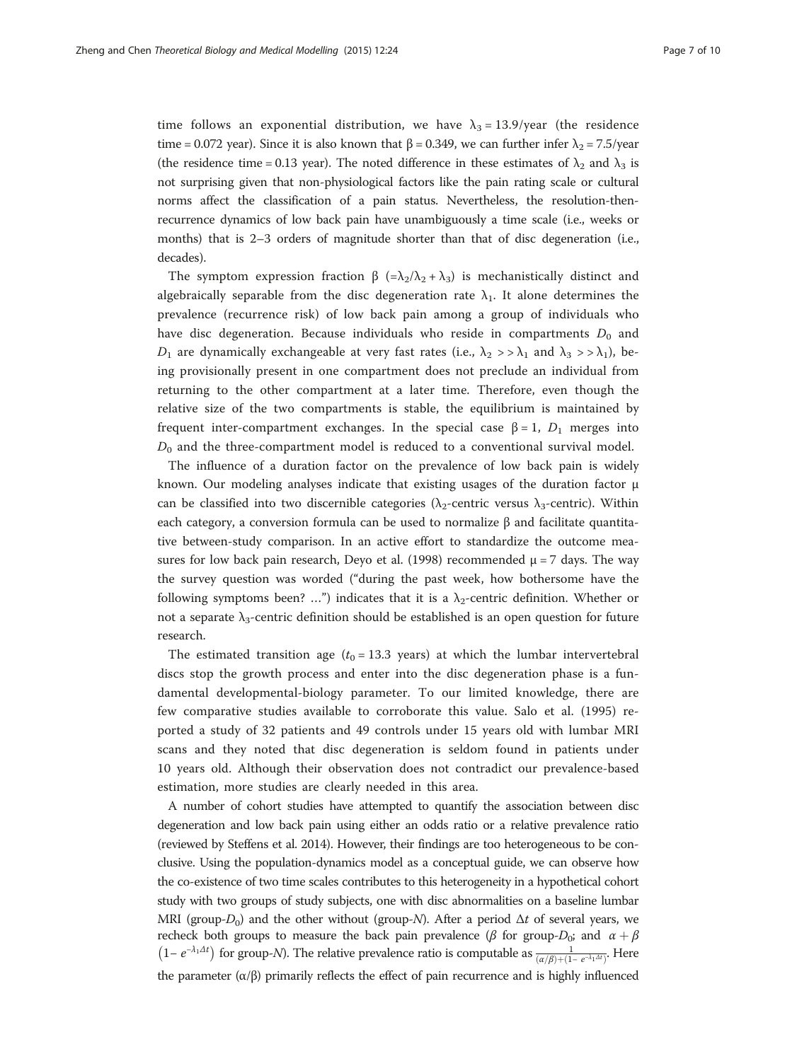time follows an exponential distribution, we have $\lambda_3 = 13.9$/year (the residence time = 0.072 year). Since it is also known that $\beta = 0.349$, we can further infer $\lambda_2 = 7.5$/year (the residence time = 0.13 year). The noted difference in these estimates of $\lambda_2$ and $\lambda_3$ is not surprising given that non-physiological factors like the pain rating scale or cultural norms affect the classification of a pain status. Nevertheless, the resolution-then-recurrence dynamics of low back pain have unambiguously a time scale (i.e., weeks or months) that is 2–3 orders of magnitude shorter than that of disc degeneration (i.e., decades).

The symptom expression fraction $\beta$ ($=\lambda_2/\lambda_2 + \lambda_3$) is mechanistically distinct and algebraically separable from the disc degeneration rate $\lambda_1$. It alone determines the prevalence (recurrence risk) of low back pain among a group of individuals who have disc degeneration. Because individuals who reside in compartments $D_0$ and $D_1$ are dynamically exchangeable at very fast rates (i.e., $\lambda_2 >> \lambda_1$ and $\lambda_3 >> \lambda_1$), being provisionally present in one compartment does not preclude an individual from returning to the other compartment at a later time. Therefore, even though the relative size of the two compartments is stable, the equilibrium is maintained by frequent inter-compartment exchanges. In the special case $\beta = 1$, $D_1$ merges into $D_0$ and the three-compartment model is reduced to a conventional survival model.

The influence of a duration factor on the prevalence of low back pain is widely known. Our modeling analyses indicate that existing usages of the duration factor $\mu$ can be classified into two discernible categories ($\lambda_2$-centric versus $\lambda_3$-centric). Within each category, a conversion formula can be used to normalize $\beta$ and facilitate quantitative between-study comparison. In an active effort to standardize the outcome measures for low back pain research, Deyo et al. (1998) recommended $\mu = 7$ days. The way the survey question was worded ("during the past week, how bothersome have the following symptoms been? …") indicates that it is a $\lambda_2$-centric definition. Whether or not a separate $\lambda_3$-centric definition should be established is an open question for future research.

The estimated transition age ($t_0 = 13.3$ years) at which the lumbar intervertebral discs stop the growth process and enter into the disc degeneration phase is a fundamental developmental-biology parameter. To our limited knowledge, there are few comparative studies available to corroborate this value. Salo et al. (1995) reported a study of 32 patients and 49 controls under 15 years old with lumbar MRI scans and they noted that disc degeneration is seldom found in patients under 10 years old. Although their observation does not contradict our prevalence-based estimation, more studies are clearly needed in this area.

A number of cohort studies have attempted to quantify the association between disc degeneration and low back pain using either an odds ratio or a relative prevalence ratio (reviewed by Steffens et al. 2014). However, their findings are too heterogeneous to be conclusive. Using the population-dynamics model as a conceptual guide, we can observe how the co-existence of two time scales contributes to this heterogeneity in a hypothetical cohort study with two groups of study subjects, one with disc abnormalities on a baseline lumbar MRI (group-$D_0$) and the other without (group-$N$). After a period $\Delta t$ of several years, we recheck both groups to measure the back pain prevalence ($\beta$ for group-$D_0$; and $\alpha + \beta\left(1 - e^{-\lambda_1 \Delta t}\right)$ for group-$N$). The relative prevalence ratio is computable as $\frac{1}{(\alpha/\beta) + (1 - e^{-\lambda_1 \Delta t})}$. Here the parameter ($\alpha/\beta$) primarily reflects the effect of pain recurrence and is highly influenced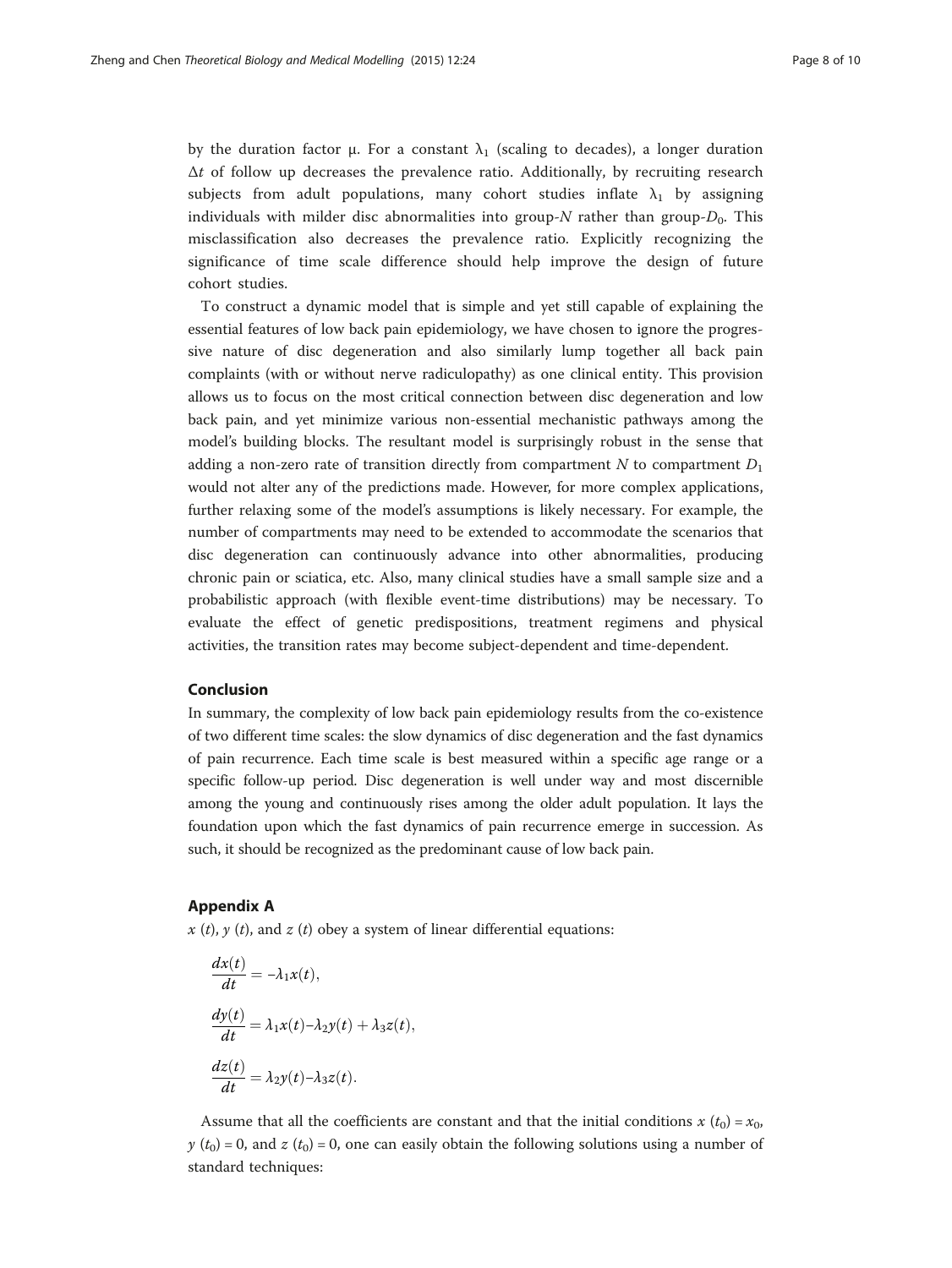by the duration factor μ. For a constant $\lambda_1$ (scaling to decades), a longer duration $\Delta t$ of follow up decreases the prevalence ratio. Additionally, by recruiting research subjects from adult populations, many cohort studies inflate $\lambda_1$ by assigning individuals with milder disc abnormalities into group-$N$ rather than group-$D_0$. This misclassification also decreases the prevalence ratio. Explicitly recognizing the significance of time scale difference should help improve the design of future cohort studies.

To construct a dynamic model that is simple and yet still capable of explaining the essential features of low back pain epidemiology, we have chosen to ignore the progressive nature of disc degeneration and also similarly lump together all back pain complaints (with or without nerve radiculopathy) as one clinical entity. This provision allows us to focus on the most critical connection between disc degeneration and low back pain, and yet minimize various non-essential mechanistic pathways among the model's building blocks. The resultant model is surprisingly robust in the sense that adding a non-zero rate of transition directly from compartment $N$ to compartment $D_1$ would not alter any of the predictions made. However, for more complex applications, further relaxing some of the model's assumptions is likely necessary. For example, the number of compartments may need to be extended to accommodate the scenarios that disc degeneration can continuously advance into other abnormalities, producing chronic pain or sciatica, etc. Also, many clinical studies have a small sample size and a probabilistic approach (with flexible event-time distributions) may be necessary. To evaluate the effect of genetic predispositions, treatment regimens and physical activities, the transition rates may become subject-dependent and time-dependent.

## Conclusion

In summary, the complexity of low back pain epidemiology results from the co-existence of two different time scales: the slow dynamics of disc degeneration and the fast dynamics of pain recurrence. Each time scale is best measured within a specific age range or a specific follow-up period. Disc degeneration is well under way and most discernible among the young and continuously rises among the older adult population. It lays the foundation upon which the fast dynamics of pain recurrence emerge in succession. As such, it should be recognized as the predominant cause of low back pain.

## Appendix A

$x(t)$, $y(t)$, and $z(t)$ obey a system of linear differential equations:

$$\frac{dx(t)}{dt} = -\lambda_1 x(t),$$

$$\frac{dy(t)}{dt} = \lambda_1 x(t) - \lambda_2 y(t) + \lambda_3 z(t),$$

$$\frac{dz(t)}{dt} = \lambda_2 y(t) - \lambda_3 z(t).$$

Assume that all the coefficients are constant and that the initial conditions $x(t_0) = x_0$, $y(t_0) = 0$, and $z(t_0) = 0$, one can easily obtain the following solutions using a number of standard techniques: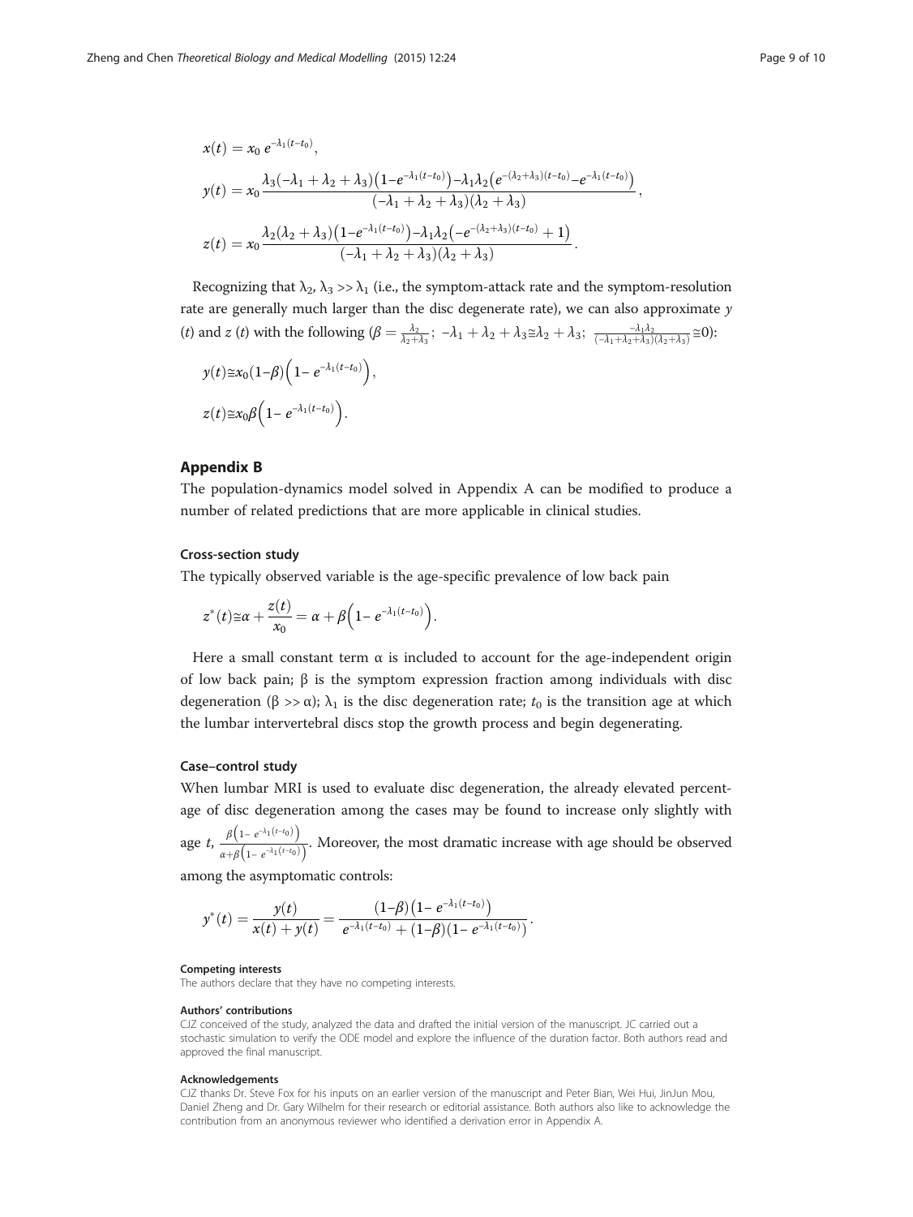$$x(t) = x_0\, e^{-\lambda_1 (t-t_0)},$$

$$y(t) = x_0 \frac{\lambda_3(-\lambda_1 + \lambda_2 + \lambda_3)\left(1 - e^{-\lambda_1(t-t_0)}\right) - \lambda_1\lambda_2\left(e^{-(\lambda_2+\lambda_3)(t-t_0)} - e^{-\lambda_1(t-t_0)}\right)}{(-\lambda_1 + \lambda_2 + \lambda_3)(\lambda_2 + \lambda_3)},$$

$$z(t) = x_0 \frac{\lambda_2(\lambda_2 + \lambda_3)\left(1 - e^{-\lambda_1(t-t_0)}\right) - \lambda_1\lambda_2\left(-e^{-(\lambda_2+\lambda_3)(t-t_0)} + 1\right)}{(-\lambda_1 + \lambda_2 + \lambda_3)(\lambda_2 + \lambda_3)}.$$

Recognizing that $\lambda_2, \lambda_3 >> \lambda_1$ (i.e., the symptom-attack rate and the symptom-resolution rate are generally much larger than the disc degenerate rate), we can also approximate $y(t)$ and $z(t)$ with the following ($\beta = \frac{\lambda_2}{\lambda_2+\lambda_3}$; $-\lambda_1 + \lambda_2 + \lambda_3 \cong \lambda_2 + \lambda_3$; $\frac{-\lambda_1\lambda_2}{(-\lambda_1+\lambda_2+\lambda_3)(\lambda_2+\lambda_3)} \cong 0$):

$$y(t) \cong x_0(1-\beta)\left(1 - e^{-\lambda_1(t-t_0)}\right),$$

$$z(t) \cong x_0\beta\left(1 - e^{-\lambda_1(t-t_0)}\right).$$

## Appendix B

The population-dynamics model solved in Appendix A can be modified to produce a number of related predictions that are more applicable in clinical studies.

### Cross-section study

The typically observed variable is the age-specific prevalence of low back pain

$$z^*(t) \cong \alpha + \frac{z(t)}{x_0} = \alpha + \beta\left(1 - e^{-\lambda_1(t-t_0)}\right).$$

Here a small constant term $\alpha$ is included to account for the age-independent origin of low back pain; $\beta$ is the symptom expression fraction among individuals with disc degeneration ($\beta >> \alpha$); $\lambda_1$ is the disc degeneration rate; $t_0$ is the transition age at which the lumbar intervertebral discs stop the growth process and begin degenerating.

### Case–control study

When lumbar MRI is used to evaluate disc degeneration, the already elevated percentage of disc degeneration among the cases may be found to increase only slightly with age $t$, $\frac{\beta\left(1 - e^{-\lambda_1(t-t_0)}\right)}{\alpha + \beta\left(1 - e^{-\lambda_1(t-t_0)}\right)}$. Moreover, the most dramatic increase with age should be observed among the asymptomatic controls:

$$y^*(t) = \frac{y(t)}{x(t) + y(t)} = \frac{(1-\beta)\left(1 - e^{-\lambda_1(t-t_0)}\right)}{e^{-\lambda_1(t-t_0)} + (1-\beta)\left(1 - e^{-\lambda_1(t-t_0)}\right)}.$$

#### Competing interests

The authors declare that they have no competing interests.

#### Authors' contributions

CJZ conceived of the study, analyzed the data and drafted the initial version of the manuscript. JC carried out a stochastic simulation to verify the ODE model and explore the influence of the duration factor. Both authors read and approved the final manuscript.

#### Acknowledgements

CJZ thanks Dr. Steve Fox for his inputs on an earlier version of the manuscript and Peter Bian, Wei Hui, JinJun Mou, Daniel Zheng and Dr. Gary Wilhelm for their research or editorial assistance. Both authors also like to acknowledge the contribution from an anonymous reviewer who identified a derivation error in Appendix A.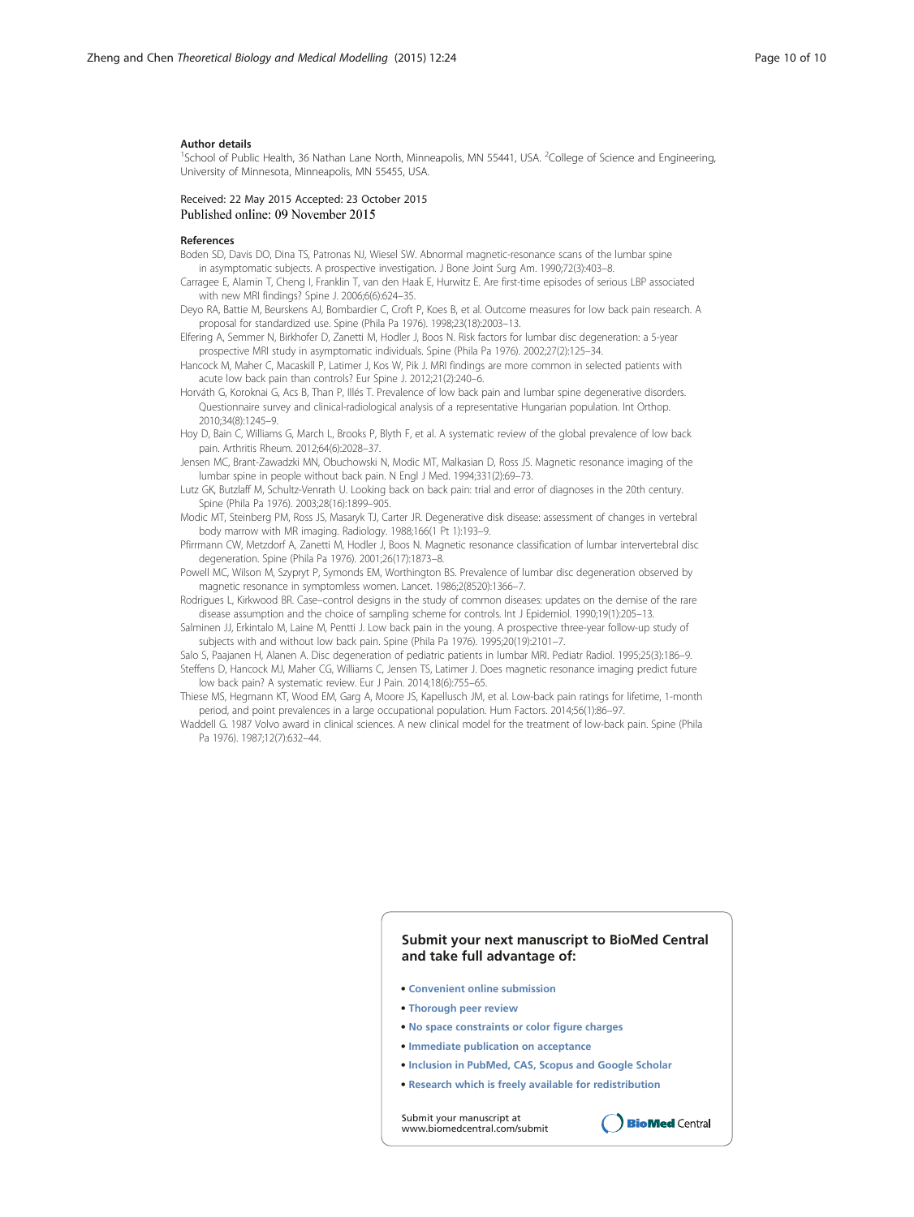### Author details

[1]School of Public Health, 36 Nathan Lane North, Minneapolis, MN 55441, USA. [2]College of Science and Engineering, University of Minnesota, Minneapolis, MN 55455, USA.

Received: 22 May 2015 Accepted: 23 October 2015
Published online: 09 November 2015

### References

Boden SD, Davis DO, Dina TS, Patronas NJ, Wiesel SW. Abnormal magnetic-resonance scans of the lumbar spine in asymptomatic subjects. A prospective investigation. J Bone Joint Surg Am. 1990;72(3):403–8.

Carragee E, Alamin T, Cheng I, Franklin T, van den Haak E, Hurwitz E. Are first-time episodes of serious LBP associated with new MRI findings? Spine J. 2006;6(6):624–35.

Deyo RA, Battie M, Beurskens AJ, Bombardier C, Croft P, Koes B, et al. Outcome measures for low back pain research. A proposal for standardized use. Spine (Phila Pa 1976). 1998;23(18):2003–13.

Elfering A, Semmer N, Birkhofer D, Zanetti M, Hodler J, Boos N. Risk factors for lumbar disc degeneration: a 5-year prospective MRI study in asymptomatic individuals. Spine (Phila Pa 1976). 2002;27(2):125–34.

Hancock M, Maher C, Macaskill P, Latimer J, Kos W, Pik J. MRI findings are more common in selected patients with acute low back pain than controls? Eur Spine J. 2012;21(2):240–6.

Horváth G, Koroknai G, Acs B, Than P, Illés T. Prevalence of low back pain and lumbar spine degenerative disorders. Questionnaire survey and clinical-radiological analysis of a representative Hungarian population. Int Orthop. 2010;34(8):1245–9.

Hoy D, Bain C, Williams G, March L, Brooks P, Blyth F, et al. A systematic review of the global prevalence of low back pain. Arthritis Rheum. 2012;64(6):2028–37.

Jensen MC, Brant-Zawadzki MN, Obuchowski N, Modic MT, Malkasian D, Ross JS. Magnetic resonance imaging of the lumbar spine in people without back pain. N Engl J Med. 1994;331(2):69–73.

Lutz GK, Butzlaff M, Schultz-Venrath U. Looking back on back pain: trial and error of diagnoses in the 20th century. Spine (Phila Pa 1976). 2003;28(16):1899–905.

Modic MT, Steinberg PM, Ross JS, Masaryk TJ, Carter JR. Degenerative disk disease: assessment of changes in vertebral body marrow with MR imaging. Radiology. 1988;166(1 Pt 1):193–9.

Pfirrmann CW, Metzdorf A, Zanetti M, Hodler J, Boos N. Magnetic resonance classification of lumbar intervertebral disc degeneration. Spine (Phila Pa 1976). 2001;26(17):1873–8.

Powell MC, Wilson M, Szypryt P, Symonds EM, Worthington BS. Prevalence of lumbar disc degeneration observed by magnetic resonance in symptomless women. Lancet. 1986;2(8520):1366–7.

Rodrigues L, Kirkwood BR. Case–control designs in the study of common diseases: updates on the demise of the rare disease assumption and the choice of sampling scheme for controls. Int J Epidemiol. 1990;19(1):205–13.

Salminen JJ, Erkintalo M, Laine M, Pentti J. Low back pain in the young. A prospective three-year follow-up study of subjects with and without low back pain. Spine (Phila Pa 1976). 1995;20(19):2101–7.

Salo S, Paajanen H, Alanen A. Disc degeneration of pediatric patients in lumbar MRI. Pediatr Radiol. 1995;25(3):186–9.

Steffens D, Hancock MJ, Maher CG, Williams C, Jensen TS, Latimer J. Does magnetic resonance imaging predict future low back pain? A systematic review. Eur J Pain. 2014;18(6):755–65.

Thiese MS, Hegmann KT, Wood EM, Garg A, Moore JS, Kapellusch JM, et al. Low-back pain ratings for lifetime, 1-month period, and point prevalences in a large occupational population. Hum Factors. 2014;56(1):86–97.

Waddell G. 1987 Volvo award in clinical sciences. A new clinical model for the treatment of low-back pain. Spine (Phila Pa 1976). 1987;12(7):632–44.

**Submit your next manuscript to BioMed Central and take full advantage of:**

- **Convenient online submission**
- **Thorough peer review**
- **No space constraints or color figure charges**
- **Immediate publication on acceptance**
- **Inclusion in PubMed, CAS, Scopus and Google Scholar**
- **Research which is freely available for redistribution**

Submit your manuscript at
www.biomedcentral.com/submit

BioMed Central